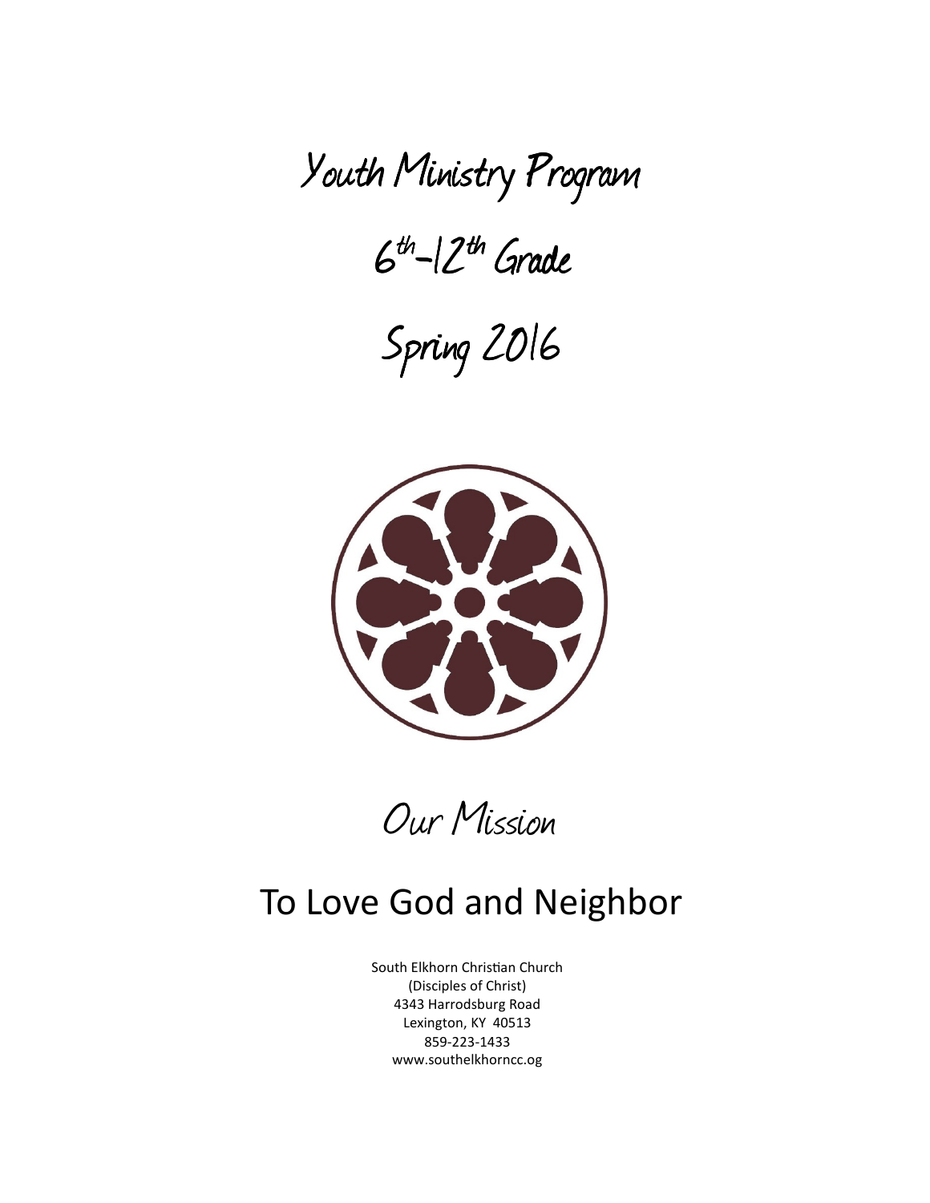# Youth Ministry Program

# $6^{th}$-$12^{th}$ Grade

# Spring 2016

## Our Mission

## To Love God and Neighbor

South Elkhorn Christian Church
(Disciples of Christ)
4343 Harrodsburg Road
Lexington, KY 40513
859-223-1433
www.southelkhorncc.og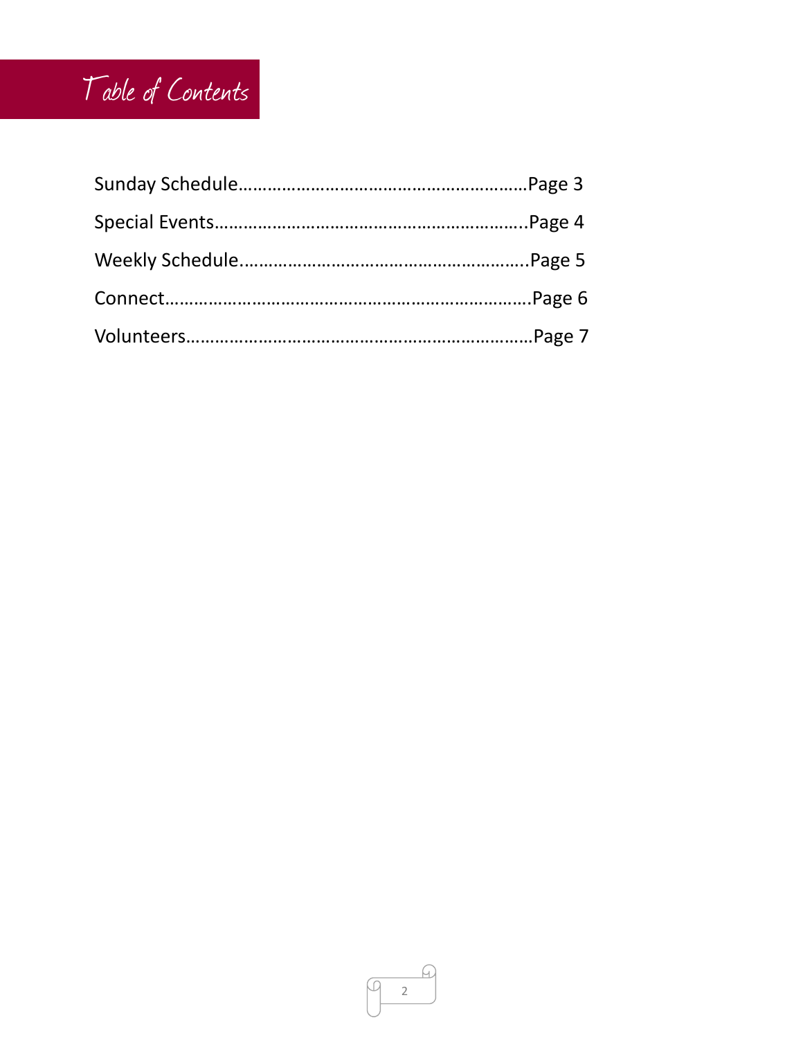# Table of Contents

Sunday Schedule……………………………………………………Page 3

Special Events……………………………………………………….Page 4

Weekly Schedule…………………………………………………..Page 5

Connect……………………………………………………………….Page 6

Volunteers……………………………………………………………Page 7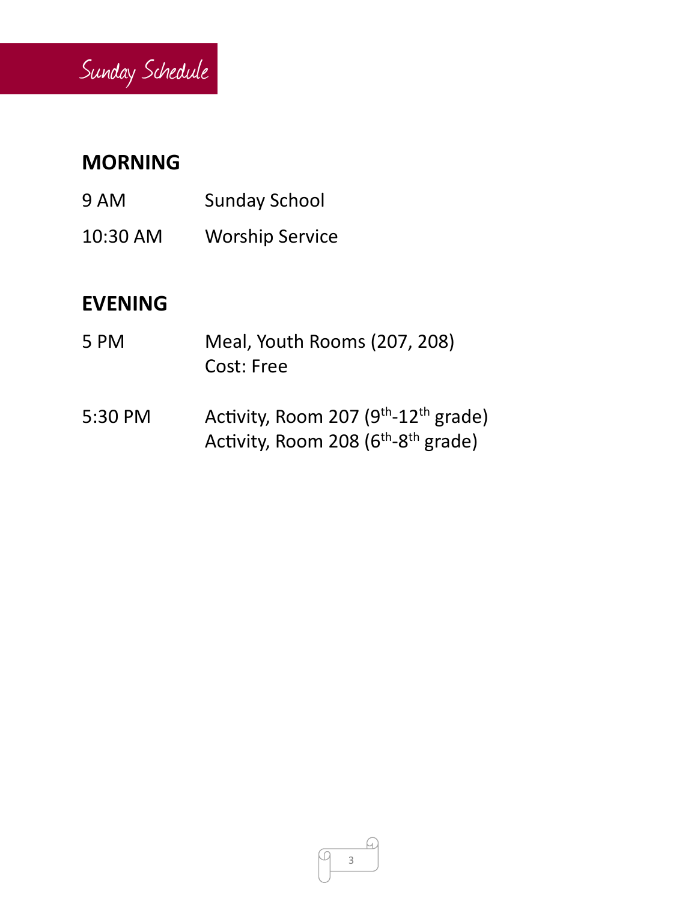# Sunday Schedule

## MORNING

| | |
|---|---|
| 9 AM | Sunday School |
| 10:30 AM | Worship Service |

## EVENING

| | |
|---|---|
| 5 PM | Meal, Youth Rooms (207, 208)<br>Cost: Free |
| 5:30 PM | Activity, Room 207 (9th-12th grade)<br>Activity, Room 208 (6th-8th grade) |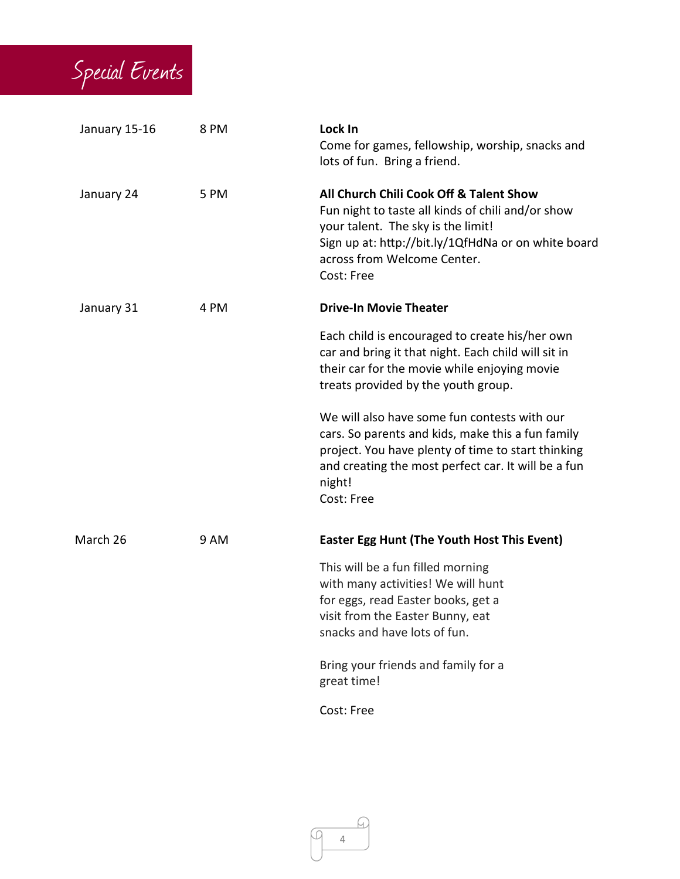# Special Events

| Date | Time | Event |
| --- | --- | --- |
| January 15-16 | 8 PM | **Lock In**<br>Come for games, fellowship, worship, snacks and lots of fun. Bring a friend. |
| January 24 | 5 PM | **All Church Chili Cook Off & Talent Show**<br>Fun night to taste all kinds of chili and/or show your talent. The sky is the limit!<br>Sign up at: http://bit.ly/1QfHdNa or on white board across from Welcome Center.<br>Cost: Free |
| January 31 | 4 PM | **Drive-In Movie Theater**<br><br>Each child is encouraged to create his/her own car and bring it that night. Each child will sit in their car for the movie while enjoying movie treats provided by the youth group.<br><br>We will also have some fun contests with our cars. So parents and kids, make this a fun family project. You have plenty of time to start thinking and creating the most perfect car. It will be a fun night!<br>Cost: Free |
| March 26 | 9 AM | **Easter Egg Hunt (The Youth Host This Event)**<br><br>This will be a fun filled morning with many activities! We will hunt for eggs, read Easter books, get a visit from the Easter Bunny, eat snacks and have lots of fun.<br><br>Bring your friends and family for a great time!<br><br>Cost: Free |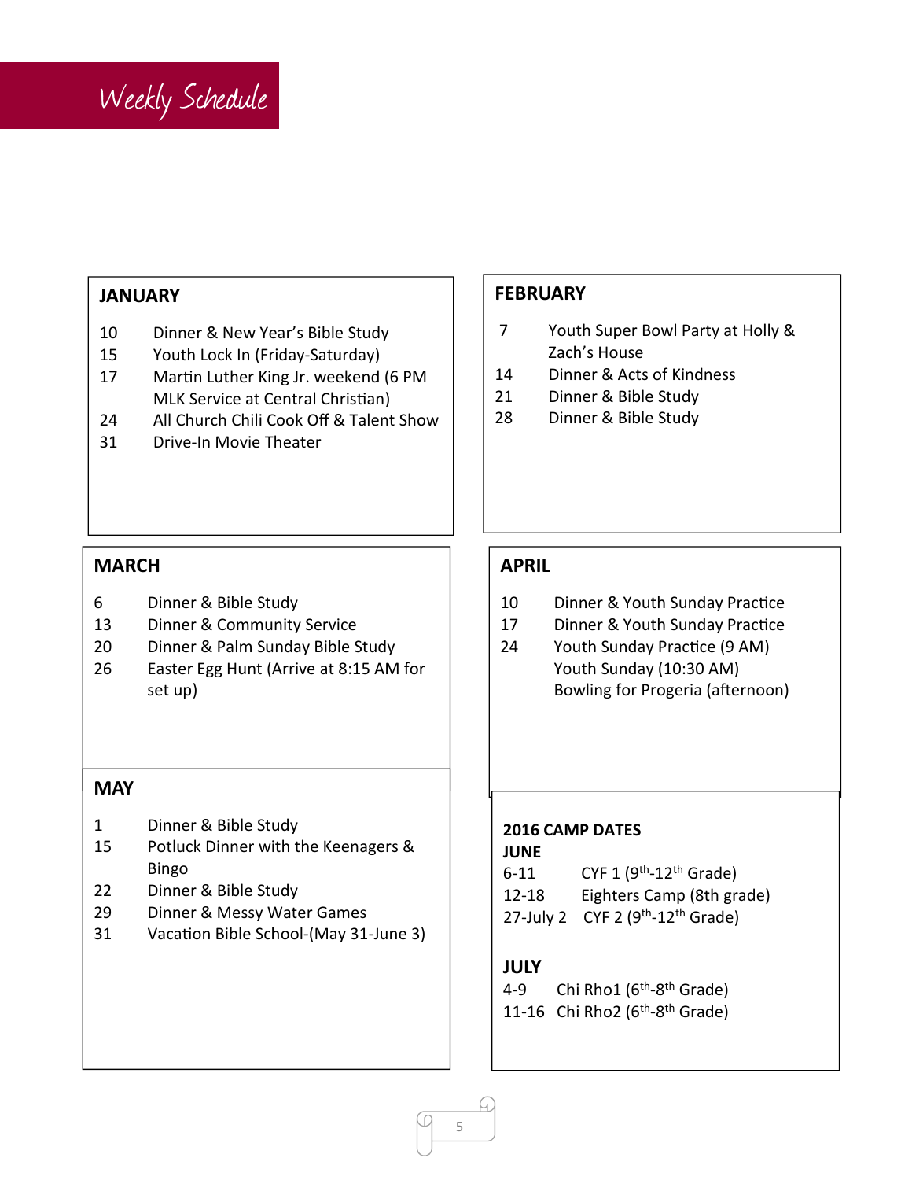# Weekly Schedule

## JANUARY

- 10 Dinner & New Year's Bible Study
- 15 Youth Lock In (Friday-Saturday)
- 17 Martin Luther King Jr. weekend (6 PM MLK Service at Central Christian)
- 24 All Church Chili Cook Off & Talent Show
- 31 Drive-In Movie Theater

## FEBRUARY

- 7 Youth Super Bowl Party at Holly & Zach's House
- 14 Dinner & Acts of Kindness
- 21 Dinner & Bible Study
- 28 Dinner & Bible Study

## MARCH

- 6 Dinner & Bible Study
- 13 Dinner & Community Service
- 20 Dinner & Palm Sunday Bible Study
- 26 Easter Egg Hunt (Arrive at 8:15 AM for set up)

## APRIL

- 10 Dinner & Youth Sunday Practice
- 17 Dinner & Youth Sunday Practice
- 24 Youth Sunday Practice (9 AM)
  Youth Sunday (10:30 AM)
  Bowling for Progeria (afternoon)

## MAY

- 1 Dinner & Bible Study
- 15 Potluck Dinner with the Keenagers & Bingo
- 22 Dinner & Bible Study
- 29 Dinner & Messy Water Games
- 31 Vacation Bible School-(May 31-June 3)

## 2016 CAMP DATES

**JUNE**

- 6-11 CYF 1 (9th-12th Grade)
- 12-18 Eighters Camp (8th grade)
- 27-July 2 CYF 2 (9th-12th Grade)

**JULY**

- 4-9 Chi Rho1 (6th-8th Grade)
- 11-16 Chi Rho2 (6th-8th Grade)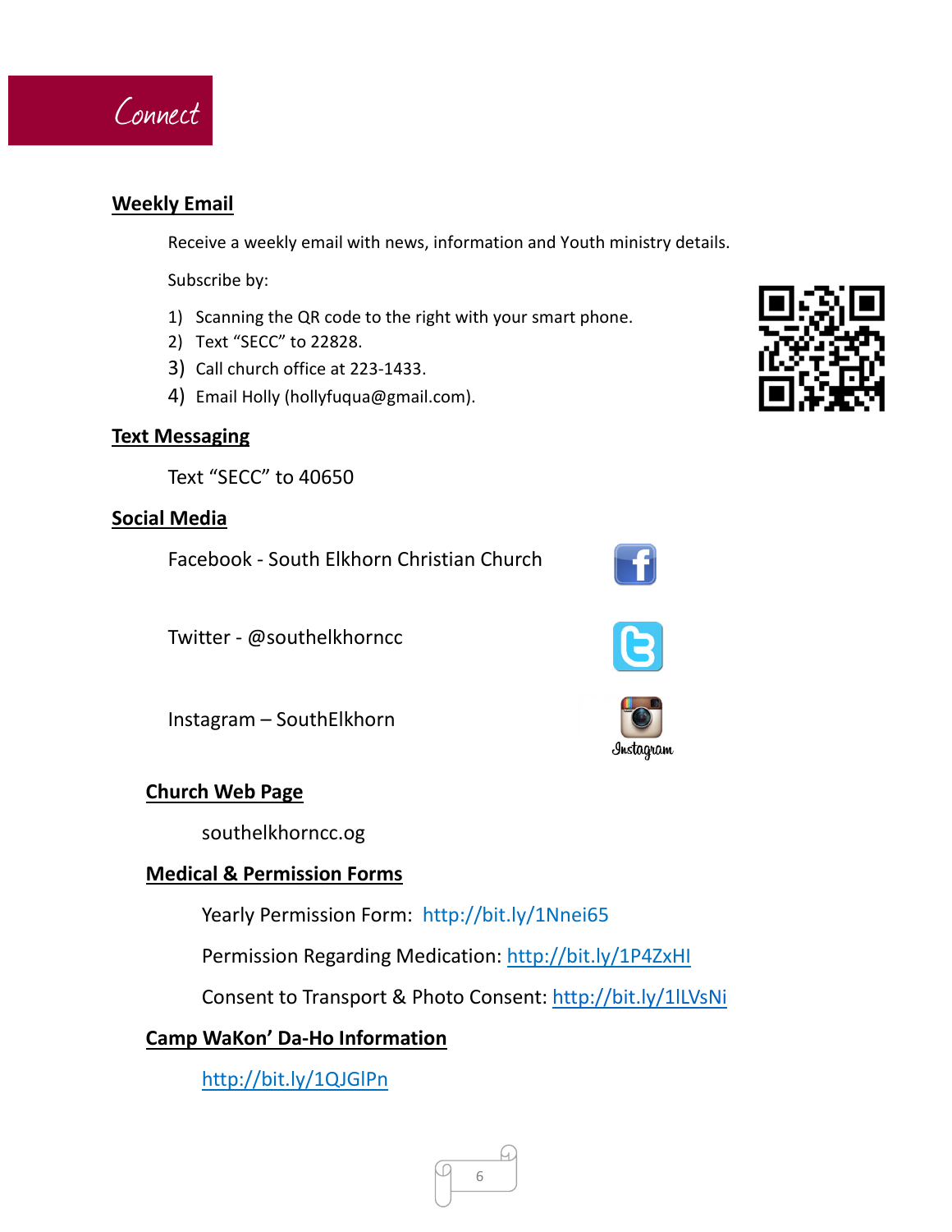# Connect

## Weekly Email

Receive a weekly email with news, information and Youth ministry details.

Subscribe by:

1) Scanning the QR code to the right with your smart phone.
2) Text "SECC" to 22828.
3) Call church office at 223-1433.
4) Email Holly (hollyfuqua@gmail.com).

## Text Messaging

Text "SECC" to 40650

## Social Media

Facebook - South Elkhorn Christian Church

Twitter - @southelkhorncc

Instagram – SouthElkhorn

## Church Web Page

southelkhorncc.og

## Medical & Permission Forms

Yearly Permission Form: http://bit.ly/1Nnei65

Permission Regarding Medication: http://bit.ly/1P4ZxHI

Consent to Transport & Photo Consent: http://bit.ly/1lLVsNi

## Camp WaKon' Da-Ho Information

http://bit.ly/1QJGlPn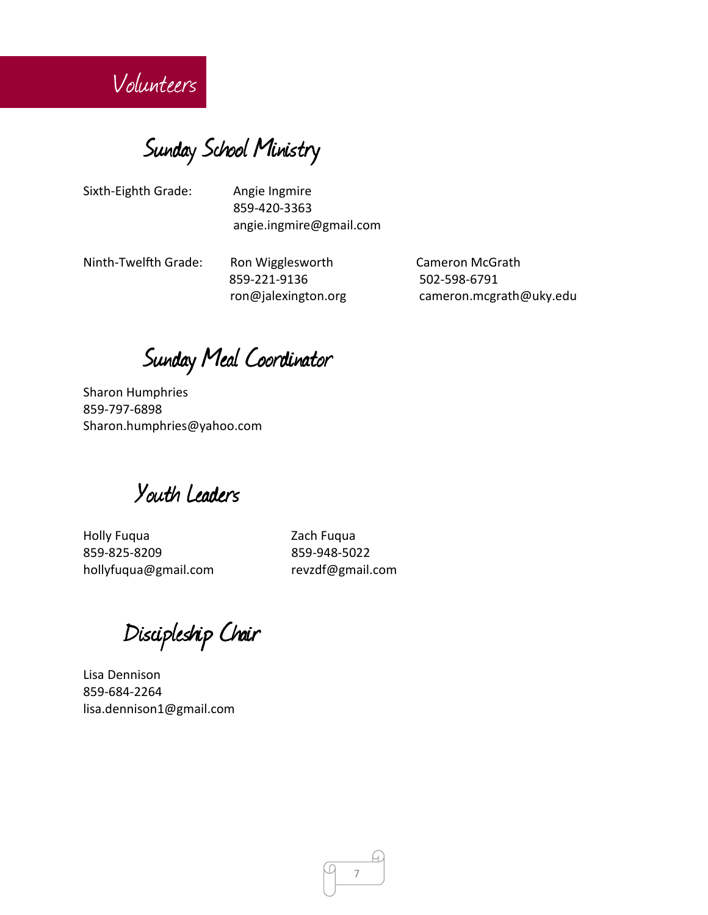# Volunteers

## Sunday School Ministry

Sixth-Eighth Grade:

Angie Ingmire
859-420-3363
angie.ingmire@gmail.com

Ninth-Twelfth Grade:

Ron Wigglesworth
859-221-9136
ron@jalexington.org

Cameron McGrath
502-598-6791
cameron.mcgrath@uky.edu

## Sunday Meal Coordinator

Sharon Humphries
859-797-6898
Sharon.humphries@yahoo.com

## Youth Leaders

Holly Fuqua
859-825-8209
hollyfuqua@gmail.com

Zach Fuqua
859-948-5022
revzdf@gmail.com

## Discipleship Chair

Lisa Dennison
859-684-2264
lisa.dennison1@gmail.com